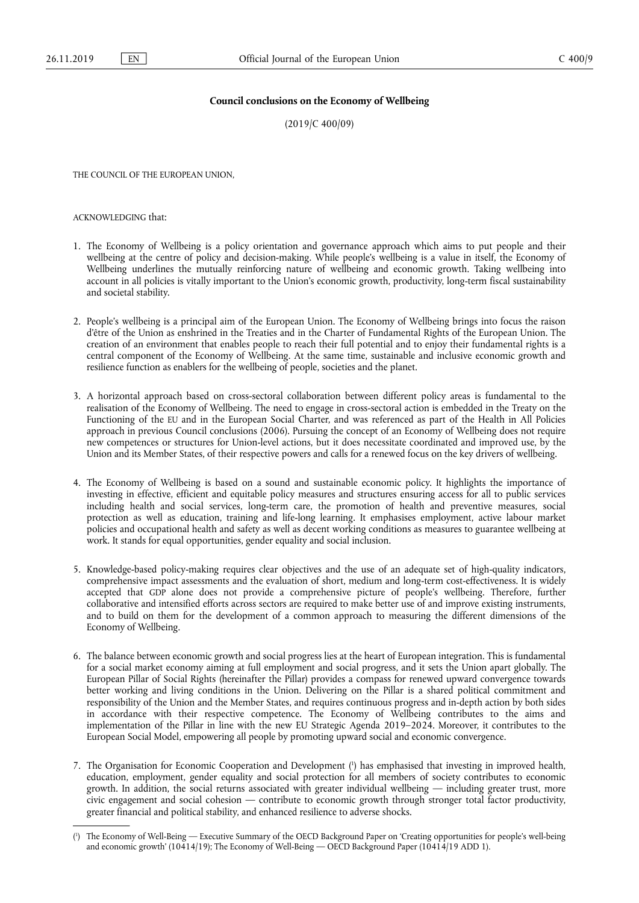**Council conclusions on the Economy of Wellbeing**

(2019/C 400/09)

THE COUNCIL OF THE EUROPEAN UNION,

ACKNOWLEDGING that:

1. The Economy of Wellbeing is a policy orientation and governance approach which aims to put people and their wellbeing at the centre of policy and decision-making. While people's wellbeing is a value in itself, the Economy of Wellbeing underlines the mutually reinforcing nature of wellbeing and economic growth. Taking wellbeing into account in all policies is vitally important to the Union's economic growth, productivity, long-term fiscal sustainability and societal stability.

2. People's wellbeing is a principal aim of the European Union. The Economy of Wellbeing brings into focus the raison d'être of the Union as enshrined in the Treaties and in the Charter of Fundamental Rights of the European Union. The creation of an environment that enables people to reach their full potential and to enjoy their fundamental rights is a central component of the Economy of Wellbeing. At the same time, sustainable and inclusive economic growth and resilience function as enablers for the wellbeing of people, societies and the planet.

3. A horizontal approach based on cross-sectoral collaboration between different policy areas is fundamental to the realisation of the Economy of Wellbeing. The need to engage in cross-sectoral action is embedded in the Treaty on the Functioning of the EU and in the European Social Charter, and was referenced as part of the Health in All Policies approach in previous Council conclusions (2006). Pursuing the concept of an Economy of Wellbeing does not require new competences or structures for Union-level actions, but it does necessitate coordinated and improved use, by the Union and its Member States, of their respective powers and calls for a renewed focus on the key drivers of wellbeing.

4. The Economy of Wellbeing is based on a sound and sustainable economic policy. It highlights the importance of investing in effective, efficient and equitable policy measures and structures ensuring access for all to public services including health and social services, long-term care, the promotion of health and preventive measures, social protection as well as education, training and life-long learning. It emphasises employment, active labour market policies and occupational health and safety as well as decent working conditions as measures to guarantee wellbeing at work. It stands for equal opportunities, gender equality and social inclusion.

5. Knowledge-based policy-making requires clear objectives and the use of an adequate set of high-quality indicators, comprehensive impact assessments and the evaluation of short, medium and long-term cost-effectiveness. It is widely accepted that GDP alone does not provide a comprehensive picture of people's wellbeing. Therefore, further collaborative and intensified efforts across sectors are required to make better use of and improve existing instruments, and to build on them for the development of a common approach to measuring the different dimensions of the Economy of Wellbeing.

6. The balance between economic growth and social progress lies at the heart of European integration. This is fundamental for a social market economy aiming at full employment and social progress, and it sets the Union apart globally. The European Pillar of Social Rights (hereinafter the Pillar) provides a compass for renewed upward convergence towards better working and living conditions in the Union. Delivering on the Pillar is a shared political commitment and responsibility of the Union and the Member States, and requires continuous progress and in-depth action by both sides in accordance with their respective competence. The Economy of Wellbeing contributes to the aims and implementation of the Pillar in line with the new EU Strategic Agenda 2019–2024. Moreover, it contributes to the European Social Model, empowering all people by promoting upward social and economic convergence.

7. The Organisation for Economic Cooperation and Development [1] has emphasised that investing in improved health, education, employment, gender equality and social protection for all members of society contributes to economic growth. In addition, the social returns associated with greater individual wellbeing — including greater trust, more civic engagement and social cohesion — contribute to economic growth through stronger total factor productivity, greater financial and political stability, and enhanced resilience to adverse shocks.

---

[1] The Economy of Well-Being — Executive Summary of the OECD Background Paper on 'Creating opportunities for people's well-being and economic growth' (10414/19); The Economy of Well-Being — OECD Background Paper (10414/19 ADD 1).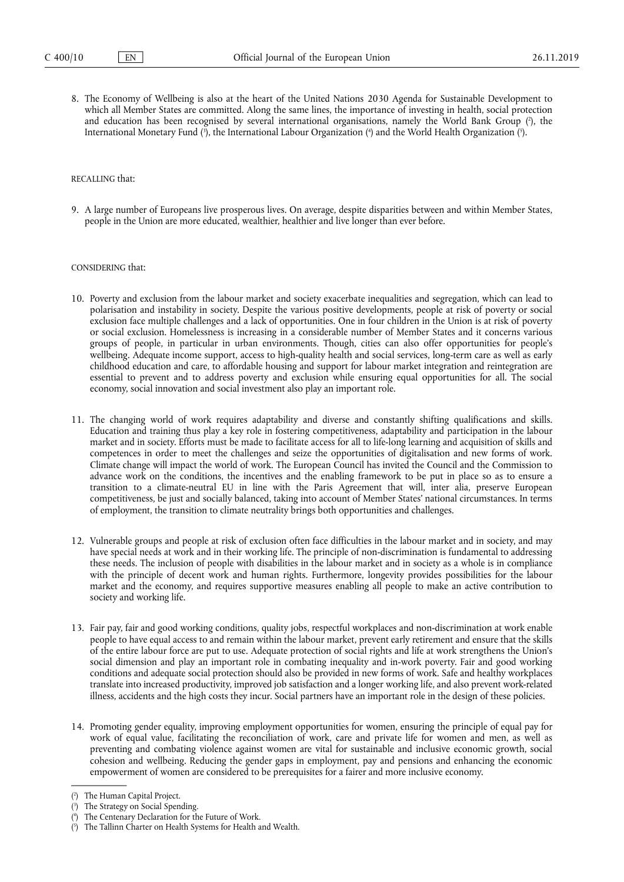8. The Economy of Wellbeing is also at the heart of the United Nations 2030 Agenda for Sustainable Development to which all Member States are committed. Along the same lines, the importance of investing in health, social protection and education has been recognised by several international organisations, namely the World Bank Group [2], the International Monetary Fund [3], the International Labour Organization [4] and the World Health Organization [5].

RECALLING that:

9. A large number of Europeans live prosperous lives. On average, despite disparities between and within Member States, people in the Union are more educated, wealthier, healthier and live longer than ever before.

CONSIDERING that:

10. Poverty and exclusion from the labour market and society exacerbate inequalities and segregation, which can lead to polarisation and instability in society. Despite the various positive developments, people at risk of poverty or social exclusion face multiple challenges and a lack of opportunities. One in four children in the Union is at risk of poverty or social exclusion. Homelessness is increasing in a considerable number of Member States and it concerns various groups of people, in particular in urban environments. Though, cities can also offer opportunities for people's wellbeing. Adequate income support, access to high-quality health and social services, long-term care as well as early childhood education and care, to affordable housing and support for labour market integration and reintegration are essential to prevent and to address poverty and exclusion while ensuring equal opportunities for all. The social economy, social innovation and social investment also play an important role.

11. The changing world of work requires adaptability and diverse and constantly shifting qualifications and skills. Education and training thus play a key role in fostering competitiveness, adaptability and participation in the labour market and in society. Efforts must be made to facilitate access for all to life-long learning and acquisition of skills and competences in order to meet the challenges and seize the opportunities of digitalisation and new forms of work. Climate change will impact the world of work. The European Council has invited the Council and the Commission to advance work on the conditions, the incentives and the enabling framework to be put in place so as to ensure a transition to a climate-neutral EU in line with the Paris Agreement that will, inter alia, preserve European competitiveness, be just and socially balanced, taking into account of Member States' national circumstances. In terms of employment, the transition to climate neutrality brings both opportunities and challenges.

12. Vulnerable groups and people at risk of exclusion often face difficulties in the labour market and in society, and may have special needs at work and in their working life. The principle of non-discrimination is fundamental to addressing these needs. The inclusion of people with disabilities in the labour market and in society as a whole is in compliance with the principle of decent work and human rights. Furthermore, longevity provides possibilities for the labour market and the economy, and requires supportive measures enabling all people to make an active contribution to society and working life.

13. Fair pay, fair and good working conditions, quality jobs, respectful workplaces and non-discrimination at work enable people to have equal access to and remain within the labour market, prevent early retirement and ensure that the skills of the entire labour force are put to use. Adequate protection of social rights and life at work strengthens the Union's social dimension and play an important role in combating inequality and in-work poverty. Fair and good working conditions and adequate social protection should also be provided in new forms of work. Safe and healthy workplaces translate into increased productivity, improved job satisfaction and a longer working life, and also prevent work-related illness, accidents and the high costs they incur. Social partners have an important role in the design of these policies.

14. Promoting gender equality, improving employment opportunities for women, ensuring the principle of equal pay for work of equal value, facilitating the reconciliation of work, care and private life for women and men, as well as preventing and combating violence against women are vital for sustainable and inclusive economic growth, social cohesion and wellbeing. Reducing the gender gaps in employment, pay and pensions and enhancing the economic empowerment of women are considered to be prerequisites for a fairer and more inclusive economy.

---

[2] The Human Capital Project.

[3] The Strategy on Social Spending.

[4] The Centenary Declaration for the Future of Work.

[5] The Tallinn Charter on Health Systems for Health and Wealth.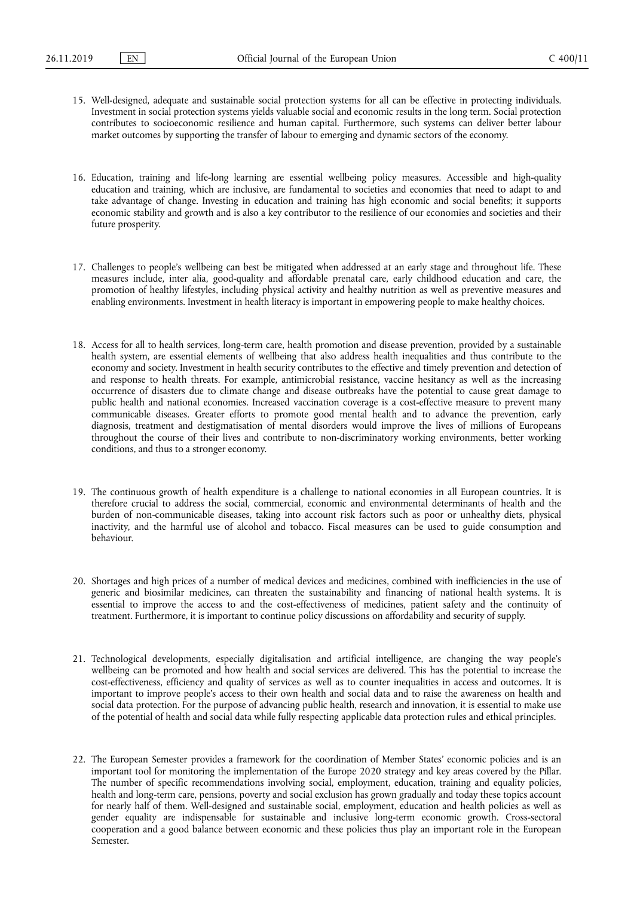15. Well-designed, adequate and sustainable social protection systems for all can be effective in protecting individuals. Investment in social protection systems yields valuable social and economic results in the long term. Social protection contributes to socioeconomic resilience and human capital. Furthermore, such systems can deliver better labour market outcomes by supporting the transfer of labour to emerging and dynamic sectors of the economy.

16. Education, training and life-long learning are essential wellbeing policy measures. Accessible and high-quality education and training, which are inclusive, are fundamental to societies and economies that need to adapt to and take advantage of change. Investing in education and training has high economic and social benefits; it supports economic stability and growth and is also a key contributor to the resilience of our economies and societies and their future prosperity.

17. Challenges to people's wellbeing can best be mitigated when addressed at an early stage and throughout life. These measures include, inter alia, good-quality and affordable prenatal care, early childhood education and care, the promotion of healthy lifestyles, including physical activity and healthy nutrition as well as preventive measures and enabling environments. Investment in health literacy is important in empowering people to make healthy choices.

18. Access for all to health services, long-term care, health promotion and disease prevention, provided by a sustainable health system, are essential elements of wellbeing that also address health inequalities and thus contribute to the economy and society. Investment in health security contributes to the effective and timely prevention and detection of and response to health threats. For example, antimicrobial resistance, vaccine hesitancy as well as the increasing occurrence of disasters due to climate change and disease outbreaks have the potential to cause great damage to public health and national economies. Increased vaccination coverage is a cost-effective measure to prevent many communicable diseases. Greater efforts to promote good mental health and to advance the prevention, early diagnosis, treatment and destigmatisation of mental disorders would improve the lives of millions of Europeans throughout the course of their lives and contribute to non-discriminatory working environments, better working conditions, and thus to a stronger economy.

19. The continuous growth of health expenditure is a challenge to national economies in all European countries. It is therefore crucial to address the social, commercial, economic and environmental determinants of health and the burden of non-communicable diseases, taking into account risk factors such as poor or unhealthy diets, physical inactivity, and the harmful use of alcohol and tobacco. Fiscal measures can be used to guide consumption and behaviour.

20. Shortages and high prices of a number of medical devices and medicines, combined with inefficiencies in the use of generic and biosimilar medicines, can threaten the sustainability and financing of national health systems. It is essential to improve the access to and the cost-effectiveness of medicines, patient safety and the continuity of treatment. Furthermore, it is important to continue policy discussions on affordability and security of supply.

21. Technological developments, especially digitalisation and artificial intelligence, are changing the way people's wellbeing can be promoted and how health and social services are delivered. This has the potential to increase the cost-effectiveness, efficiency and quality of services as well as to counter inequalities in access and outcomes. It is important to improve people's access to their own health and social data and to raise the awareness on health and social data protection. For the purpose of advancing public health, research and innovation, it is essential to make use of the potential of health and social data while fully respecting applicable data protection rules and ethical principles.

22. The European Semester provides a framework for the coordination of Member States' economic policies and is an important tool for monitoring the implementation of the Europe 2020 strategy and key areas covered by the Pillar. The number of specific recommendations involving social, employment, education, training and equality policies, health and long-term care, pensions, poverty and social exclusion has grown gradually and today these topics account for nearly half of them. Well-designed and sustainable social, employment, education and health policies as well as gender equality are indispensable for sustainable and inclusive long-term economic growth. Cross-sectoral cooperation and a good balance between economic and these policies thus play an important role in the European Semester.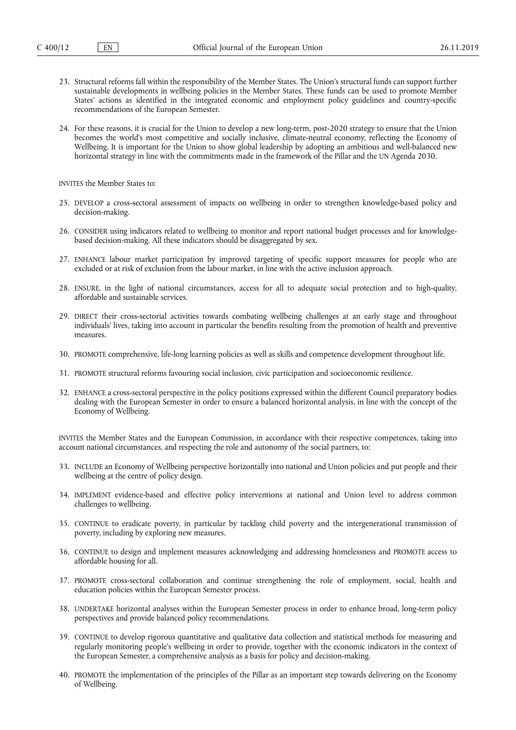23. Structural reforms fall within the responsibility of the Member States. The Union's structural funds can support further sustainable developments in wellbeing policies in the Member States. These funds can be used to promote Member States' actions as identified in the integrated economic and employment policy guidelines and country-specific recommendations of the European Semester.

24. For these reasons, it is crucial for the Union to develop a new long-term, post-2020 strategy to ensure that the Union becomes the world's most competitive and socially inclusive, climate-neutral economy, reflecting the Economy of Wellbeing. It is important for the Union to show global leadership by adopting an ambitious and well-balanced new horizontal strategy in line with the commitments made in the framework of the Pillar and the UN Agenda 2030.

INVITES the Member States to:

25. DEVELOP a cross-sectoral assessment of impacts on wellbeing in order to strengthen knowledge-based policy and decision-making.

26. CONSIDER using indicators related to wellbeing to monitor and report national budget processes and for knowledge-based decision-making. All these indicators should be disaggregated by sex.

27. ENHANCE labour market participation by improved targeting of specific support measures for people who are excluded or at risk of exclusion from the labour market, in line with the active inclusion approach.

28. ENSURE, in the light of national circumstances, access for all to adequate social protection and to high-quality, affordable and sustainable services.

29. DIRECT their cross-sectorial activities towards combating wellbeing challenges at an early stage and throughout individuals' lives, taking into account in particular the benefits resulting from the promotion of health and preventive measures.

30. PROMOTE comprehensive, life-long learning policies as well as skills and competence development throughout life.

31. PROMOTE structural reforms favouring social inclusion, civic participation and socioeconomic resilience.

32. ENHANCE a cross-sectoral perspective in the policy positions expressed within the different Council preparatory bodies dealing with the European Semester in order to ensure a balanced horizontal analysis, in line with the concept of the Economy of Wellbeing.

INVITES the Member States and the European Commission, in accordance with their respective competences, taking into account national circumstances, and respecting the role and autonomy of the social partners, to:

33. INCLUDE an Economy of Wellbeing perspective horizontally into national and Union policies and put people and their wellbeing at the centre of policy design.

34. IMPLEMENT evidence-based and effective policy interventions at national and Union level to address common challenges to wellbeing.

35. CONTINUE to eradicate poverty, in particular by tackling child poverty and the intergenerational transmission of poverty, including by exploring new measures.

36. CONTINUE to design and implement measures acknowledging and addressing homelessness and PROMOTE access to affordable housing for all.

37. PROMOTE cross-sectoral collaboration and continue strengthening the role of employment, social, health and education policies within the European Semester process.

38. UNDERTAKE horizontal analyses within the European Semester process in order to enhance broad, long-term policy perspectives and provide balanced policy recommendations.

39. CONTINUE to develop rigorous quantitative and qualitative data collection and statistical methods for measuring and regularly monitoring people's wellbeing in order to provide, together with the economic indicators in the context of the European Semester, a comprehensive analysis as a basis for policy and decision-making.

40. PROMOTE the implementation of the principles of the Pillar as an important step towards delivering on the Economy of Wellbeing.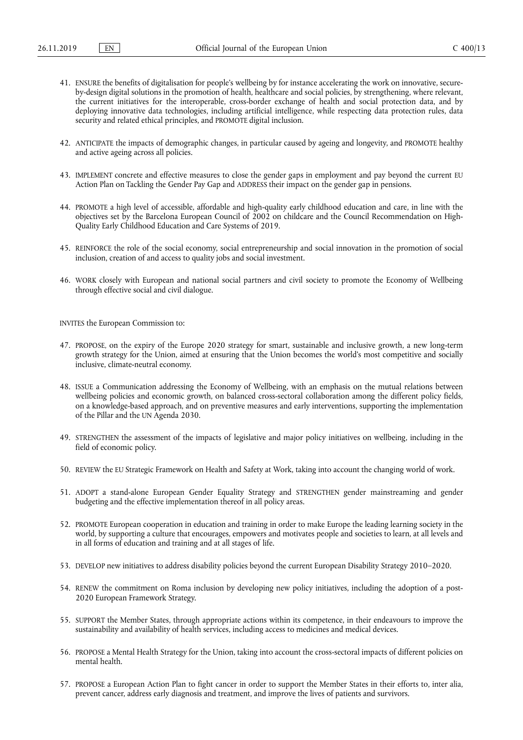41. ENSURE the benefits of digitalisation for people's wellbeing by for instance accelerating the work on innovative, secure-by-design digital solutions in the promotion of health, healthcare and social policies, by strengthening, where relevant, the current initiatives for the interoperable, cross-border exchange of health and social protection data, and by deploying innovative data technologies, including artificial intelligence, while respecting data protection rules, data security and related ethical principles, and PROMOTE digital inclusion.

42. ANTICIPATE the impacts of demographic changes, in particular caused by ageing and longevity, and PROMOTE healthy and active ageing across all policies.

43. IMPLEMENT concrete and effective measures to close the gender gaps in employment and pay beyond the current EU Action Plan on Tackling the Gender Pay Gap and ADDRESS their impact on the gender gap in pensions.

44. PROMOTE a high level of accessible, affordable and high-quality early childhood education and care, in line with the objectives set by the Barcelona European Council of 2002 on childcare and the Council Recommendation on High-Quality Early Childhood Education and Care Systems of 2019.

45. REINFORCE the role of the social economy, social entrepreneurship and social innovation in the promotion of social inclusion, creation of and access to quality jobs and social investment.

46. WORK closely with European and national social partners and civil society to promote the Economy of Wellbeing through effective social and civil dialogue.

INVITES the European Commission to:

47. PROPOSE, on the expiry of the Europe 2020 strategy for smart, sustainable and inclusive growth, a new long-term growth strategy for the Union, aimed at ensuring that the Union becomes the world's most competitive and socially inclusive, climate-neutral economy.

48. ISSUE a Communication addressing the Economy of Wellbeing, with an emphasis on the mutual relations between wellbeing policies and economic growth, on balanced cross-sectoral collaboration among the different policy fields, on a knowledge-based approach, and on preventive measures and early interventions, supporting the implementation of the Pillar and the UN Agenda 2030.

49. STRENGTHEN the assessment of the impacts of legislative and major policy initiatives on wellbeing, including in the field of economic policy.

50. REVIEW the EU Strategic Framework on Health and Safety at Work, taking into account the changing world of work.

51. ADOPT a stand-alone European Gender Equality Strategy and STRENGTHEN gender mainstreaming and gender budgeting and the effective implementation thereof in all policy areas.

52. PROMOTE European cooperation in education and training in order to make Europe the leading learning society in the world, by supporting a culture that encourages, empowers and motivates people and societies to learn, at all levels and in all forms of education and training and at all stages of life.

53. DEVELOP new initiatives to address disability policies beyond the current European Disability Strategy 2010–2020.

54. RENEW the commitment on Roma inclusion by developing new policy initiatives, including the adoption of a post-2020 European Framework Strategy.

55. SUPPORT the Member States, through appropriate actions within its competence, in their endeavours to improve the sustainability and availability of health services, including access to medicines and medical devices.

56. PROPOSE a Mental Health Strategy for the Union, taking into account the cross-sectoral impacts of different policies on mental health.

57. PROPOSE a European Action Plan to fight cancer in order to support the Member States in their efforts to, inter alia, prevent cancer, address early diagnosis and treatment, and improve the lives of patients and survivors.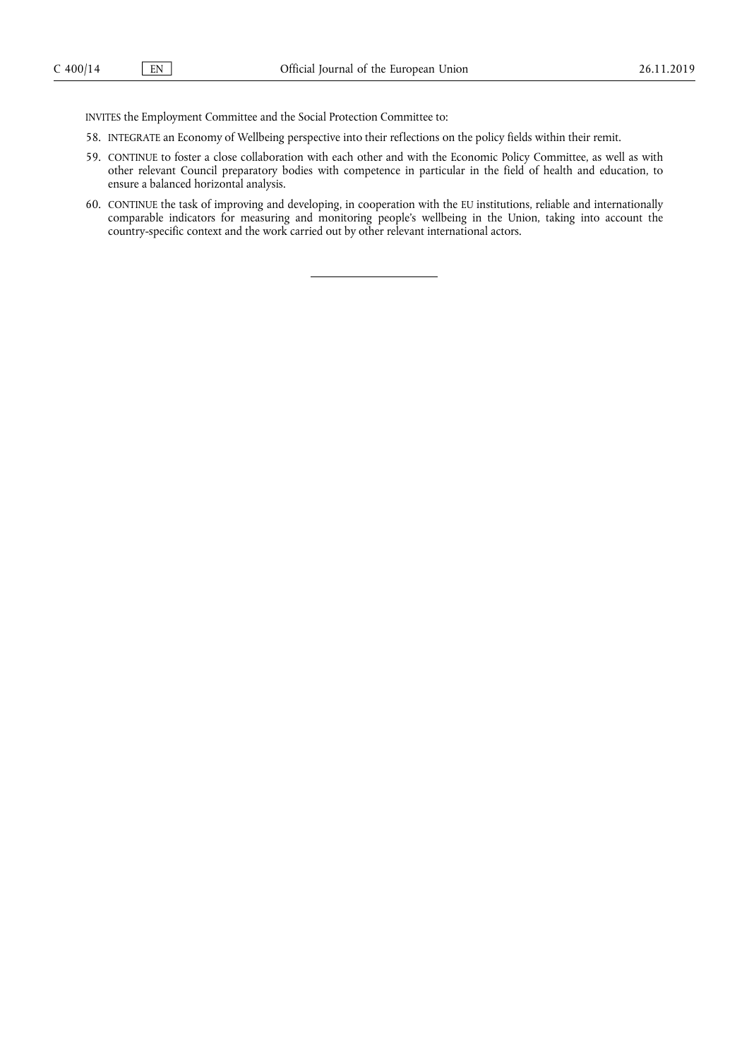INVITES the Employment Committee and the Social Protection Committee to:

58. INTEGRATE an Economy of Wellbeing perspective into their reflections on the policy fields within their remit.

59. CONTINUE to foster a close collaboration with each other and with the Economic Policy Committee, as well as with other relevant Council preparatory bodies with competence in particular in the field of health and education, to ensure a balanced horizontal analysis.

60. CONTINUE the task of improving and developing, in cooperation with the EU institutions, reliable and internationally comparable indicators for measuring and monitoring people's wellbeing in the Union, taking into account the country-specific context and the work carried out by other relevant international actors.